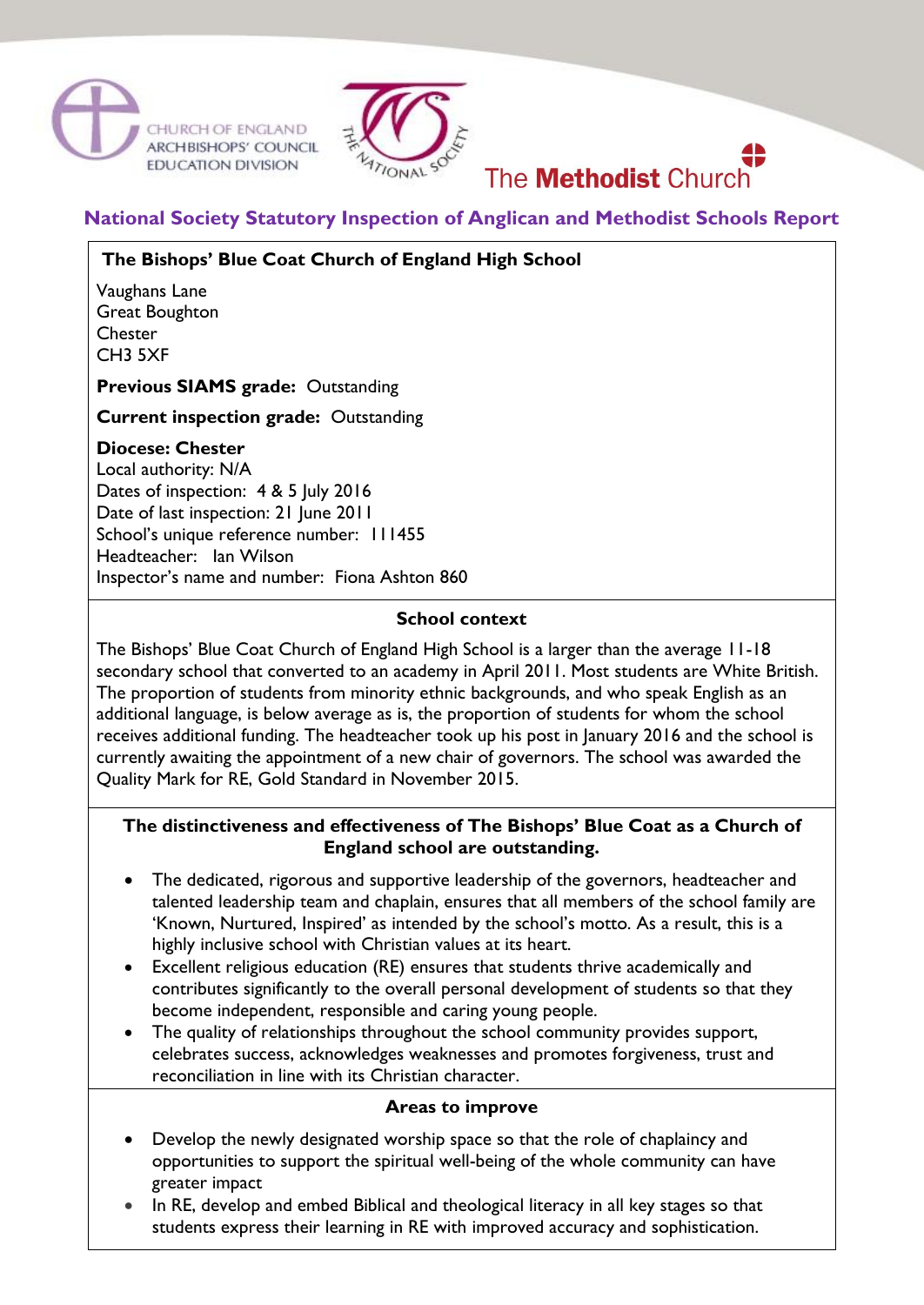CHURCH OF ENGLAND
ARCHBISHOPS' COUNCIL
EDUCATION DIVISION

THE NATIONAL SOCIETY

The **Methodist** Church

# National Society Statutory Inspection of Anglican and Methodist Schools Report

**The Bishops' Blue Coat Church of England High School**

Vaughans Lane
Great Boughton
Chester
CH3 5XF

**Previous SIAMS grade:** Outstanding

**Current inspection grade:** Outstanding

**Diocese: Chester**
Local authority: N/A
Dates of inspection: 4 & 5 July 2016
Date of last inspection: 21 June 2011
School's unique reference number: 111455
Headteacher: Ian Wilson
Inspector's name and number: Fiona Ashton 860

## School context

The Bishops' Blue Coat Church of England High School is a larger than the average 11-18 secondary school that converted to an academy in April 2011. Most students are White British. The proportion of students from minority ethnic backgrounds, and who speak English as an additional language, is below average as is, the proportion of students for whom the school receives additional funding. The headteacher took up his post in January 2016 and the school is currently awaiting the appointment of a new chair of governors. The school was awarded the Quality Mark for RE, Gold Standard in November 2015.

## The distinctiveness and effectiveness of The Bishops' Blue Coat as a Church of England school are outstanding.

- The dedicated, rigorous and supportive leadership of the governors, headteacher and talented leadership team and chaplain, ensures that all members of the school family are 'Known, Nurtured, Inspired' as intended by the school's motto. As a result, this is a highly inclusive school with Christian values at its heart.
- Excellent religious education (RE) ensures that students thrive academically and contributes significantly to the overall personal development of students so that they become independent, responsible and caring young people.
- The quality of relationships throughout the school community provides support, celebrates success, acknowledges weaknesses and promotes forgiveness, trust and reconciliation in line with its Christian character.

## Areas to improve

- Develop the newly designated worship space so that the role of chaplaincy and opportunities to support the spiritual well-being of the whole community can have greater impact
- In RE, develop and embed Biblical and theological literacy in all key stages so that students express their learning in RE with improved accuracy and sophistication.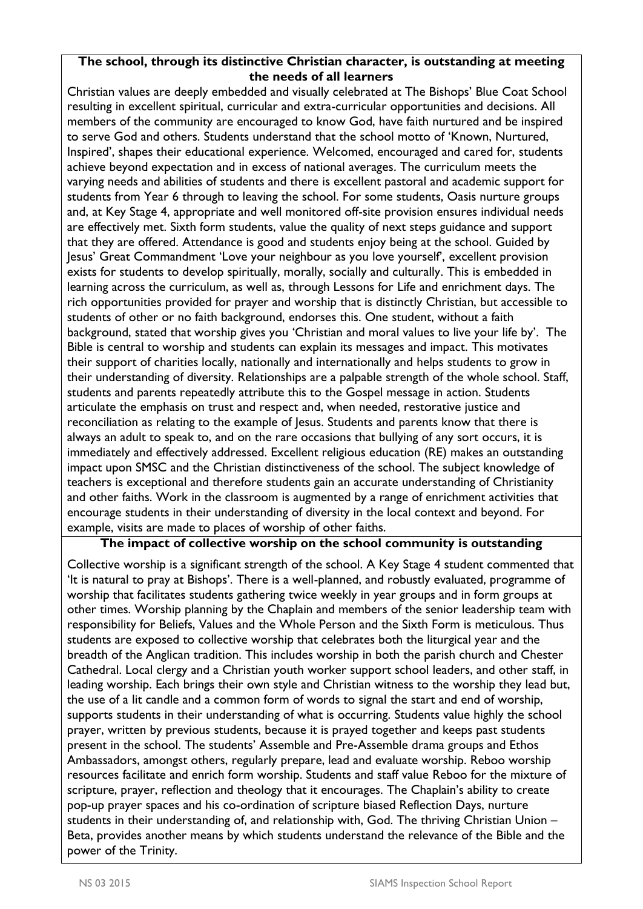**The school, through its distinctive Christian character, is outstanding at meeting the needs of all learners**

Christian values are deeply embedded and visually celebrated at The Bishops' Blue Coat School resulting in excellent spiritual, curricular and extra-curricular opportunities and decisions. All members of the community are encouraged to know God, have faith nurtured and be inspired to serve God and others. Students understand that the school motto of 'Known, Nurtured, Inspired', shapes their educational experience. Welcomed, encouraged and cared for, students achieve beyond expectation and in excess of national averages. The curriculum meets the varying needs and abilities of students and there is excellent pastoral and academic support for students from Year 6 through to leaving the school. For some students, Oasis nurture groups and, at Key Stage 4, appropriate and well monitored off-site provision ensures individual needs are effectively met. Sixth form students, value the quality of next steps guidance and support that they are offered. Attendance is good and students enjoy being at the school. Guided by Jesus' Great Commandment 'Love your neighbour as you love yourself', excellent provision exists for students to develop spiritually, morally, socially and culturally. This is embedded in learning across the curriculum, as well as, through Lessons for Life and enrichment days. The rich opportunities provided for prayer and worship that is distinctly Christian, but accessible to students of other or no faith background, endorses this. One student, without a faith background, stated that worship gives you 'Christian and moral values to live your life by'. The Bible is central to worship and students can explain its messages and impact. This motivates their support of charities locally, nationally and internationally and helps students to grow in their understanding of diversity. Relationships are a palpable strength of the whole school. Staff, students and parents repeatedly attribute this to the Gospel message in action. Students articulate the emphasis on trust and respect and, when needed, restorative justice and reconciliation as relating to the example of Jesus. Students and parents know that there is always an adult to speak to, and on the rare occasions that bullying of any sort occurs, it is immediately and effectively addressed. Excellent religious education (RE) makes an outstanding impact upon SMSC and the Christian distinctiveness of the school. The subject knowledge of teachers is exceptional and therefore students gain an accurate understanding of Christianity and other faiths. Work in the classroom is augmented by a range of enrichment activities that encourage students in their understanding of diversity in the local context and beyond. For example, visits are made to places of worship of other faiths.

**The impact of collective worship on the school community is outstanding**

Collective worship is a significant strength of the school. A Key Stage 4 student commented that 'It is natural to pray at Bishops'. There is a well-planned, and robustly evaluated, programme of worship that facilitates students gathering twice weekly in year groups and in form groups at other times. Worship planning by the Chaplain and members of the senior leadership team with responsibility for Beliefs, Values and the Whole Person and the Sixth Form is meticulous. Thus students are exposed to collective worship that celebrates both the liturgical year and the breadth of the Anglican tradition. This includes worship in both the parish church and Chester Cathedral. Local clergy and a Christian youth worker support school leaders, and other staff, in leading worship. Each brings their own style and Christian witness to the worship they lead but, the use of a lit candle and a common form of words to signal the start and end of worship, supports students in their understanding of what is occurring. Students value highly the school prayer, written by previous students, because it is prayed together and keeps past students present in the school. The students' Assemble and Pre-Assemble drama groups and Ethos Ambassadors, amongst others, regularly prepare, lead and evaluate worship. Reboo worship resources facilitate and enrich form worship. Students and staff value Reboo for the mixture of scripture, prayer, reflection and theology that it encourages. The Chaplain's ability to create pop-up prayer spaces and his co-ordination of scripture biased Reflection Days, nurture students in their understanding of, and relationship with, God. The thriving Christian Union – Beta, provides another means by which students understand the relevance of the Bible and the power of the Trinity.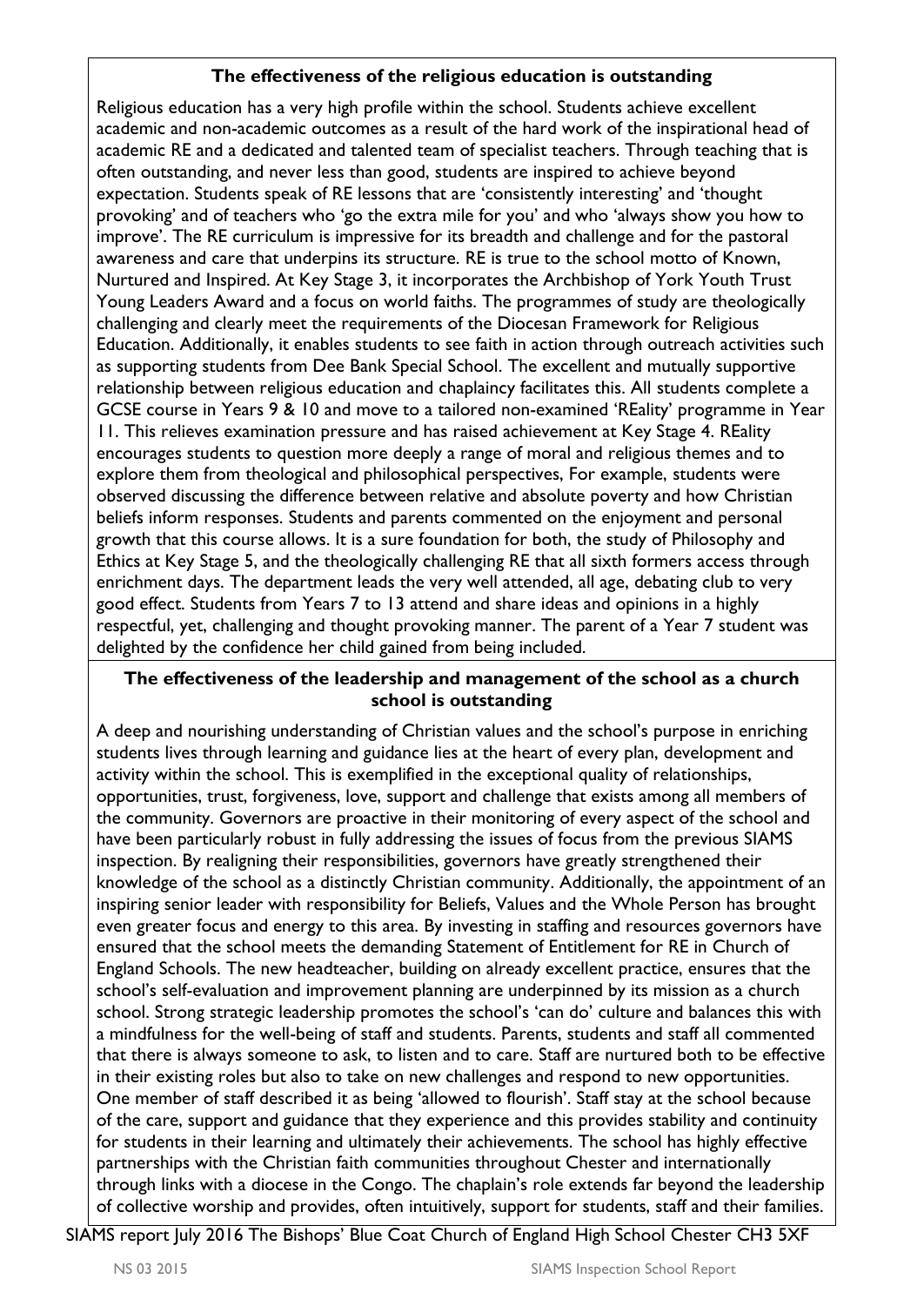### The effectiveness of the religious education is outstanding

Religious education has a very high profile within the school. Students achieve excellent academic and non-academic outcomes as a result of the hard work of the inspirational head of academic RE and a dedicated and talented team of specialist teachers. Through teaching that is often outstanding, and never less than good, students are inspired to achieve beyond expectation. Students speak of RE lessons that are 'consistently interesting' and 'thought provoking' and of teachers who 'go the extra mile for you' and who 'always show you how to improve'. The RE curriculum is impressive for its breadth and challenge and for the pastoral awareness and care that underpins its structure. RE is true to the school motto of Known, Nurtured and Inspired. At Key Stage 3, it incorporates the Archbishop of York Youth Trust Young Leaders Award and a focus on world faiths. The programmes of study are theologically challenging and clearly meet the requirements of the Diocesan Framework for Religious Education. Additionally, it enables students to see faith in action through outreach activities such as supporting students from Dee Bank Special School. The excellent and mutually supportive relationship between religious education and chaplaincy facilitates this. All students complete a GCSE course in Years 9 & 10 and move to a tailored non-examined 'REality' programme in Year 11. This relieves examination pressure and has raised achievement at Key Stage 4. REality encourages students to question more deeply a range of moral and religious themes and to explore them from theological and philosophical perspectives, For example, students were observed discussing the difference between relative and absolute poverty and how Christian beliefs inform responses. Students and parents commented on the enjoyment and personal growth that this course allows. It is a sure foundation for both, the study of Philosophy and Ethics at Key Stage 5, and the theologically challenging RE that all sixth formers access through enrichment days. The department leads the very well attended, all age, debating club to very good effect. Students from Years 7 to 13 attend and share ideas and opinions in a highly respectful, yet, challenging and thought provoking manner. The parent of a Year 7 student was delighted by the confidence her child gained from being included.

### The effectiveness of the leadership and management of the school as a church school is outstanding

A deep and nourishing understanding of Christian values and the school's purpose in enriching students lives through learning and guidance lies at the heart of every plan, development and activity within the school. This is exemplified in the exceptional quality of relationships, opportunities, trust, forgiveness, love, support and challenge that exists among all members of the community. Governors are proactive in their monitoring of every aspect of the school and have been particularly robust in fully addressing the issues of focus from the previous SIAMS inspection. By realigning their responsibilities, governors have greatly strengthened their knowledge of the school as a distinctly Christian community. Additionally, the appointment of an inspiring senior leader with responsibility for Beliefs, Values and the Whole Person has brought even greater focus and energy to this area. By investing in staffing and resources governors have ensured that the school meets the demanding Statement of Entitlement for RE in Church of England Schools. The new headteacher, building on already excellent practice, ensures that the school's self-evaluation and improvement planning are underpinned by its mission as a church school. Strong strategic leadership promotes the school's 'can do' culture and balances this with a mindfulness for the well-being of staff and students. Parents, students and staff all commented that there is always someone to ask, to listen and to care. Staff are nurtured both to be effective in their existing roles but also to take on new challenges and respond to new opportunities. One member of staff described it as being 'allowed to flourish'. Staff stay at the school because of the care, support and guidance that they experience and this provides stability and continuity for students in their learning and ultimately their achievements. The school has highly effective partnerships with the Christian faith communities throughout Chester and internationally through links with a diocese in the Congo. The chaplain's role extends far beyond the leadership of collective worship and provides, often intuitively, support for students, staff and their families.

SIAMS report July 2016 The Bishops' Blue Coat Church of England High School Chester CH3 5XF